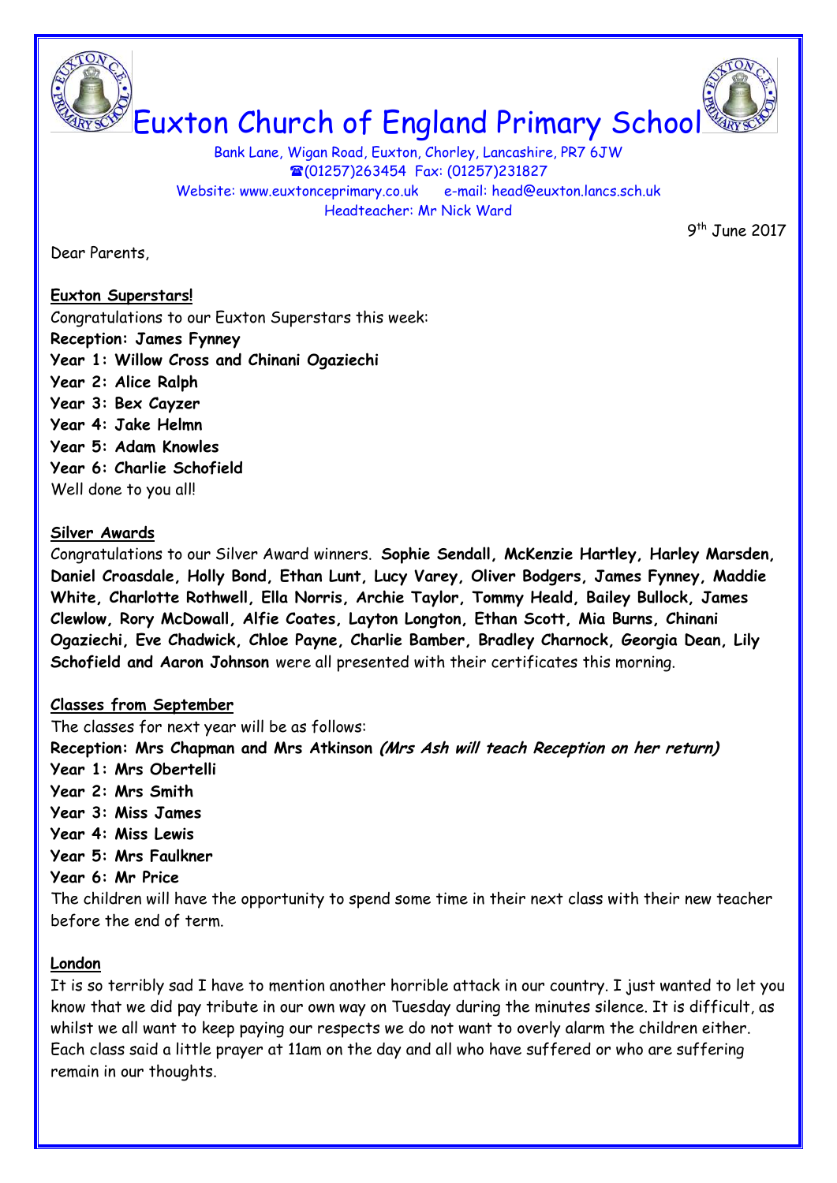# Euxton Church of England Primary School

Bank Lane, Wigan Road, Euxton, Chorley, Lancashire, PR7 6JW
☎(01257)263454 Fax: (01257)231827
Website: www.euxtonceprimary.co.uk e-mail: head@euxton.lancs.sch.uk
Headteacher: Mr Nick Ward

9th June 2017

Dear Parents,

**Euxton Superstars!**

Congratulations to our Euxton Superstars this week:
**Reception: James Fynney**
**Year 1: Willow Cross and Chinani Ogaziechi**
**Year 2: Alice Ralph**
**Year 3: Bex Cayzer**
**Year 4: Jake Helmn**
**Year 5: Adam Knowles**
**Year 6: Charlie Schofield**
Well done to you all!

**Silver Awards**

Congratulations to our Silver Award winners. **Sophie Sendall, McKenzie Hartley, Harley Marsden, Daniel Croasdale, Holly Bond, Ethan Lunt, Lucy Varey, Oliver Bodgers, James Fynney, Maddie White, Charlotte Rothwell, Ella Norris, Archie Taylor, Tommy Heald, Bailey Bullock, James Clewlow, Rory McDowall, Alfie Coates, Layton Longton, Ethan Scott, Mia Burns, Chinani Ogaziechi, Eve Chadwick, Chloe Payne, Charlie Bamber, Bradley Charnock, Georgia Dean, Lily Schofield and Aaron Johnson** were all presented with their certificates this morning.

**Classes from September**

The classes for next year will be as follows:
**Reception: Mrs Chapman and Mrs Atkinson** ***(Mrs Ash will teach Reception on her return)***
**Year 1: Mrs Obertelli**
**Year 2: Mrs Smith**
**Year 3: Miss James**
**Year 4: Miss Lewis**
**Year 5: Mrs Faulkner**
**Year 6: Mr Price**
The children will have the opportunity to spend some time in their next class with their new teacher before the end of term.

**London**

It is so terribly sad I have to mention another horrible attack in our country. I just wanted to let you know that we did pay tribute in our own way on Tuesday during the minutes silence. It is difficult, as whilst we all want to keep paying our respects we do not want to overly alarm the children either. Each class said a little prayer at 11am on the day and all who have suffered or who are suffering remain in our thoughts.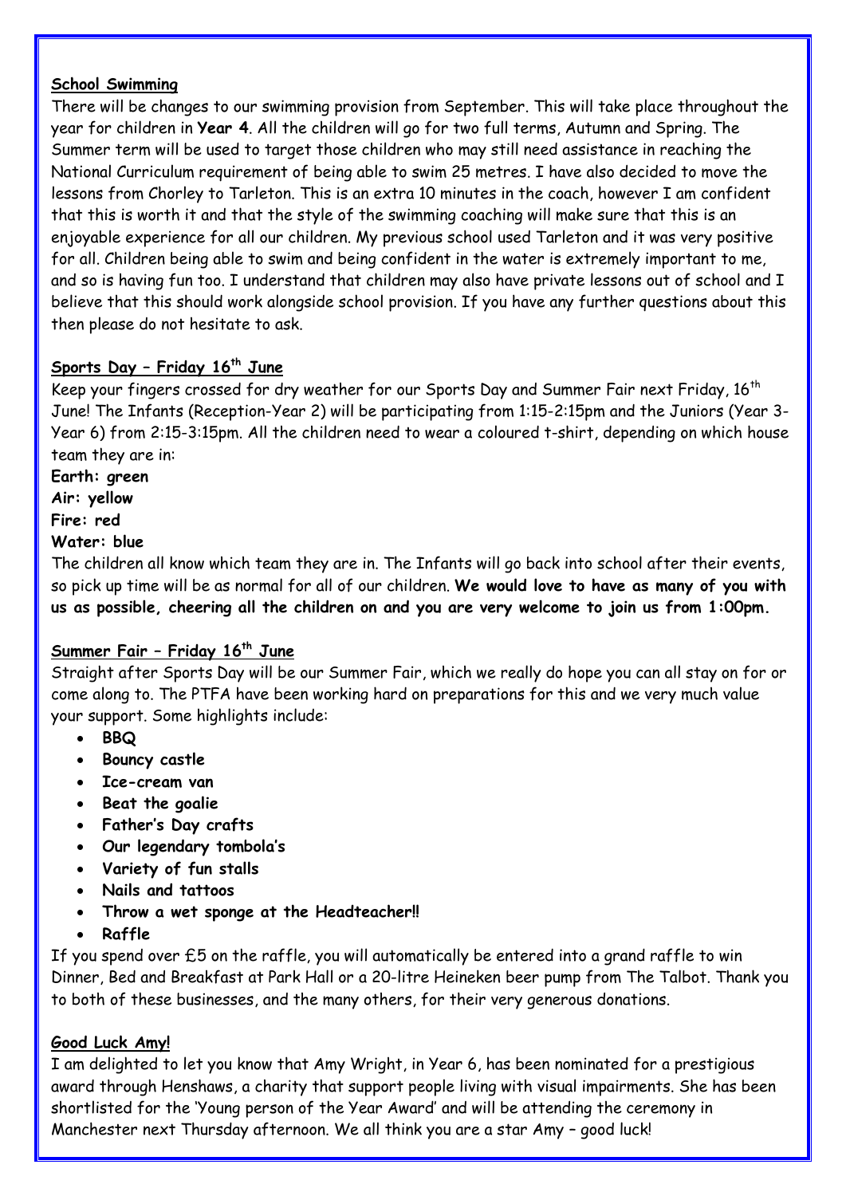## School Swimming

There will be changes to our swimming provision from September. This will take place throughout the year for children in **Year 4**. All the children will go for two full terms, Autumn and Spring. The Summer term will be used to target those children who may still need assistance in reaching the National Curriculum requirement of being able to swim 25 metres. I have also decided to move the lessons from Chorley to Tarleton. This is an extra 10 minutes in the coach, however I am confident that this is worth it and that the style of the swimming coaching will make sure that this is an enjoyable experience for all our children. My previous school used Tarleton and it was very positive for all. Children being able to swim and being confident in the water is extremely important to me, and so is having fun too. I understand that children may also have private lessons out of school and I believe that this should work alongside school provision. If you have any further questions about this then please do not hesitate to ask.

## Sports Day – Friday 16th June

Keep your fingers crossed for dry weather for our Sports Day and Summer Fair next Friday, 16th June! The Infants (Reception-Year 2) will be participating from 1:15-2:15pm and the Juniors (Year 3-Year 6) from 2:15-3:15pm. All the children need to wear a coloured t-shirt, depending on which house team they are in:

**Earth: green**
**Air: yellow**
**Fire: red**
**Water: blue**

The children all know which team they are in. The Infants will go back into school after their events, so pick up time will be as normal for all of our children. **We would love to have as many of you with us as possible, cheering all the children on and you are very welcome to join us from 1:00pm.**

## Summer Fair – Friday 16th June

Straight after Sports Day will be our Summer Fair, which we really do hope you can all stay on for or come along to. The PTFA have been working hard on preparations for this and we very much value your support. Some highlights include:

- **BBQ**
- **Bouncy castle**
- **Ice-cream van**
- **Beat the goalie**
- **Father's Day crafts**
- **Our legendary tombola's**
- **Variety of fun stalls**
- **Nails and tattoos**
- **Throw a wet sponge at the Headteacher!!**
- **Raffle**

If you spend over £5 on the raffle, you will automatically be entered into a grand raffle to win Dinner, Bed and Breakfast at Park Hall or a 20-litre Heineken beer pump from The Talbot. Thank you to both of these businesses, and the many others, for their very generous donations.

## Good Luck Amy!

I am delighted to let you know that Amy Wright, in Year 6, has been nominated for a prestigious award through Henshaws, a charity that support people living with visual impairments. She has been shortlisted for the 'Young person of the Year Award' and will be attending the ceremony in Manchester next Thursday afternoon. We all think you are a star Amy – good luck!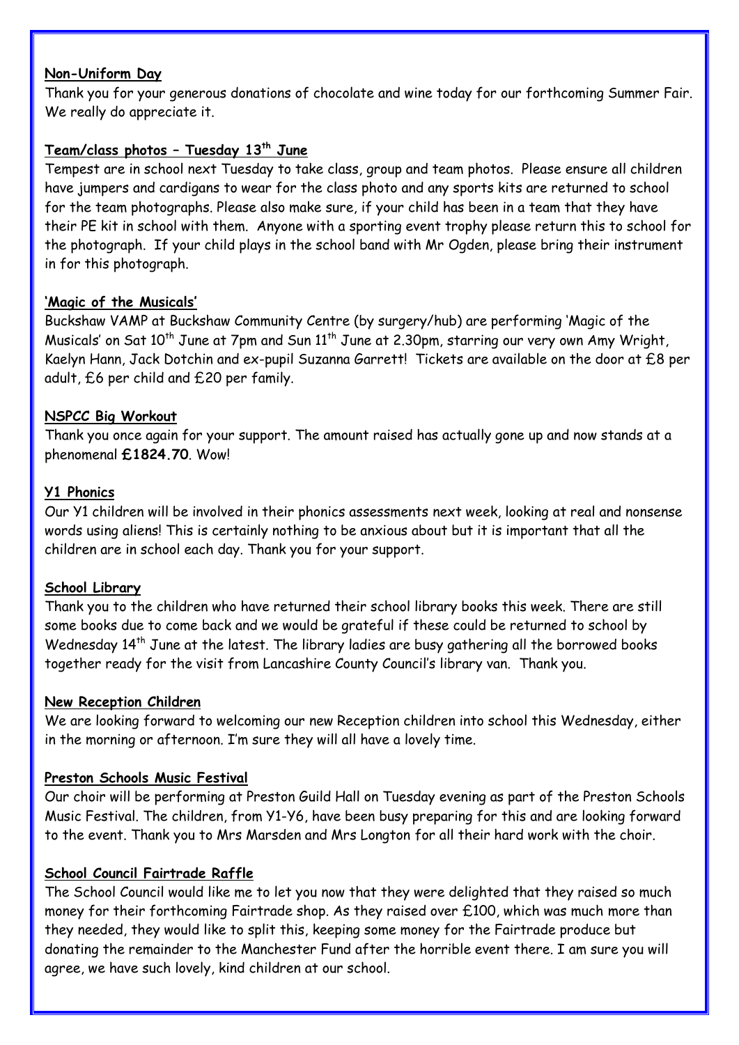**Non-Uniform Day**

Thank you for your generous donations of chocolate and wine today for our forthcoming Summer Fair. We really do appreciate it.

**Team/class photos – Tuesday 13th June**

Tempest are in school next Tuesday to take class, group and team photos. Please ensure all children have jumpers and cardigans to wear for the class photo and any sports kits are returned to school for the team photographs. Please also make sure, if your child has been in a team that they have their PE kit in school with them. Anyone with a sporting event trophy please return this to school for the photograph. If your child plays in the school band with Mr Ogden, please bring their instrument in for this photograph.

**'Magic of the Musicals'**

Buckshaw VAMP at Buckshaw Community Centre (by surgery/hub) are performing 'Magic of the Musicals' on Sat 10th June at 7pm and Sun 11th June at 2.30pm, starring our very own Amy Wright, Kaelyn Hann, Jack Dotchin and ex-pupil Suzanna Garrett! Tickets are available on the door at £8 per adult, £6 per child and £20 per family.

**NSPCC Big Workout**

Thank you once again for your support. The amount raised has actually gone up and now stands at a phenomenal **£1824.70**. Wow!

**Y1 Phonics**

Our Y1 children will be involved in their phonics assessments next week, looking at real and nonsense words using aliens! This is certainly nothing to be anxious about but it is important that all the children are in school each day. Thank you for your support.

**School Library**

Thank you to the children who have returned their school library books this week. There are still some books due to come back and we would be grateful if these could be returned to school by Wednesday 14th June at the latest. The library ladies are busy gathering all the borrowed books together ready for the visit from Lancashire County Council's library van. Thank you.

**New Reception Children**

We are looking forward to welcoming our new Reception children into school this Wednesday, either in the morning or afternoon. I'm sure they will all have a lovely time.

**Preston Schools Music Festival**

Our choir will be performing at Preston Guild Hall on Tuesday evening as part of the Preston Schools Music Festival. The children, from Y1-Y6, have been busy preparing for this and are looking forward to the event. Thank you to Mrs Marsden and Mrs Longton for all their hard work with the choir.

**School Council Fairtrade Raffle**

The School Council would like me to let you now that they were delighted that they raised so much money for their forthcoming Fairtrade shop. As they raised over £100, which was much more than they needed, they would like to split this, keeping some money for the Fairtrade produce but donating the remainder to the Manchester Fund after the horrible event there. I am sure you will agree, we have such lovely, kind children at our school.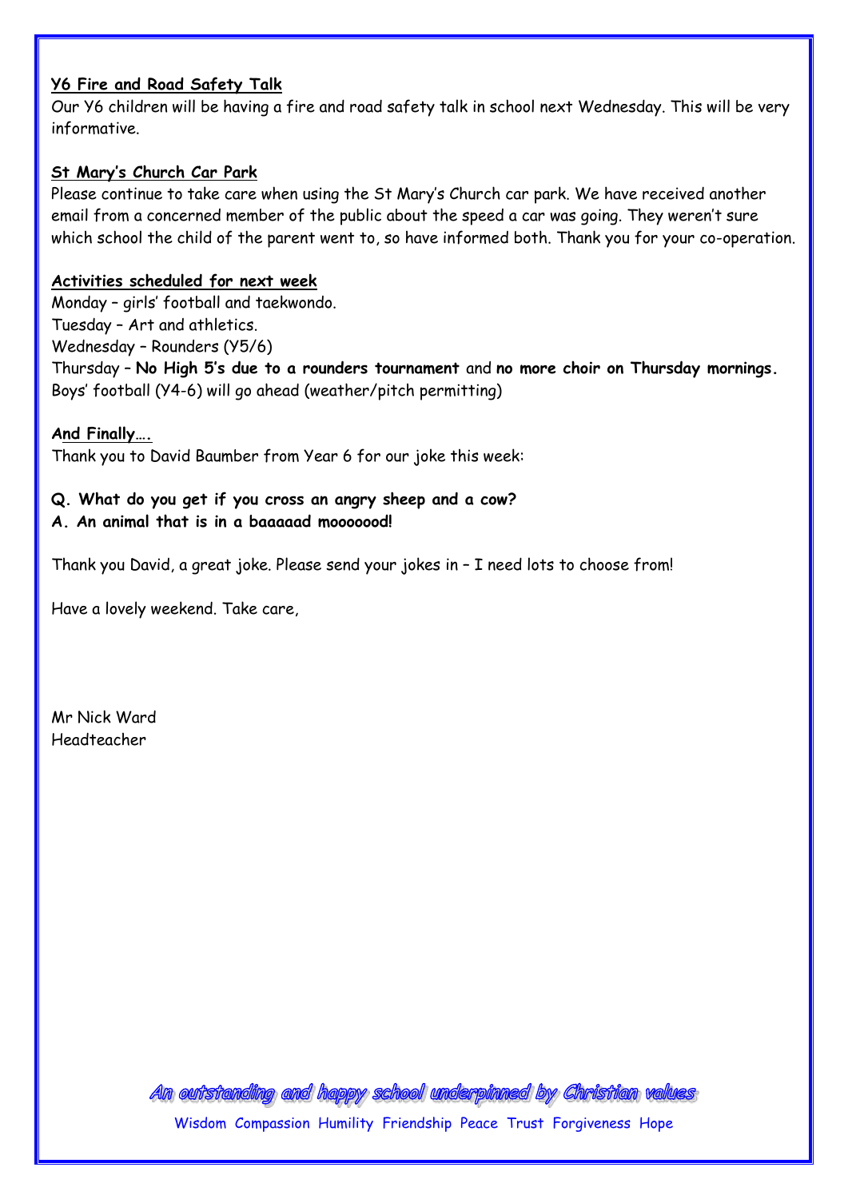**Y6 Fire and Road Safety Talk**

Our Y6 children will be having a fire and road safety talk in school next Wednesday. This will be very informative.

**St Mary's Church Car Park**

Please continue to take care when using the St Mary's Church car park. We have received another email from a concerned member of the public about the speed a car was going. They weren't sure which school the child of the parent went to, so have informed both. Thank you for your co-operation.

**Activities scheduled for next week**

Monday – girls' football and taekwondo.
Tuesday – Art and athletics.
Wednesday – Rounders (Y5/6)
Thursday – **No High 5's due to a rounders tournament** and **no more choir on Thursday mornings.** Boys' football (Y4-6) will go ahead (weather/pitch permitting)

**And Finally….**

Thank you to David Baumber from Year 6 for our joke this week:

**Q. What do you get if you cross an angry sheep and a cow?**
**A. An animal that is in a baaaaad mooooood!**

Thank you David, a great joke. Please send your jokes in – I need lots to choose from!

Have a lovely weekend. Take care,

Mr Nick Ward
Headteacher

*An outstanding and happy school underpinned by Christian values*

Wisdom Compassion Humility Friendship Peace Trust Forgiveness Hope